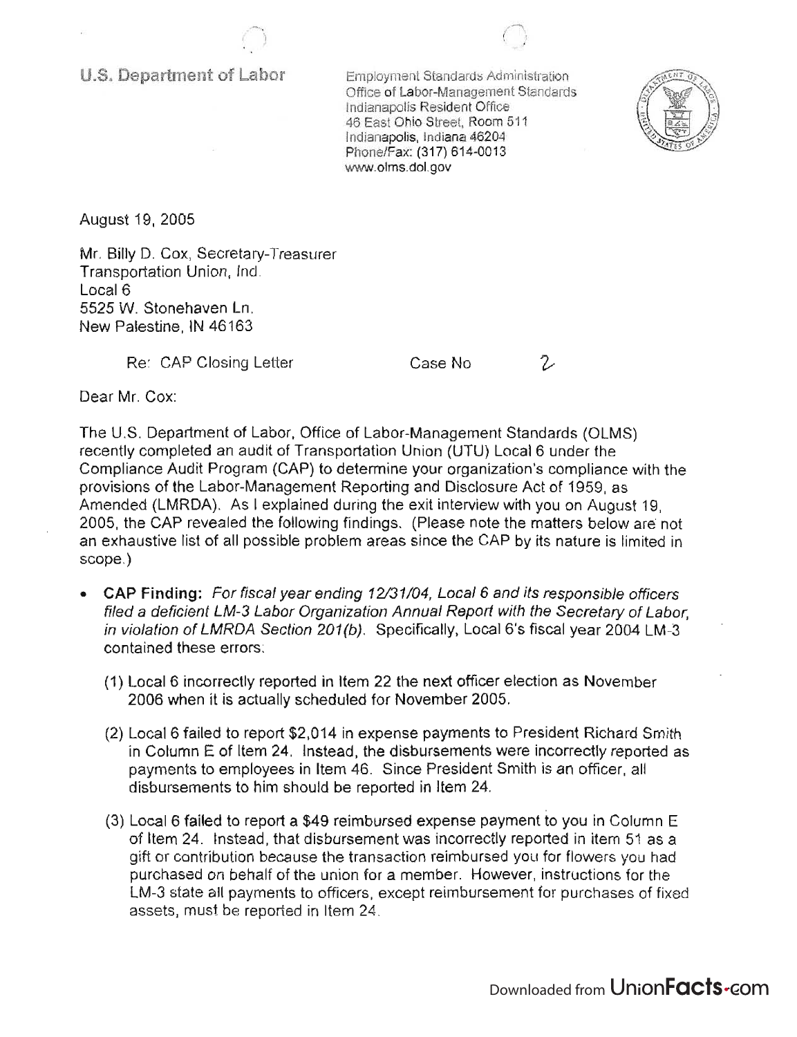U.S. Department of Labor

Employment Standards Administration
Office of Labor-Management Standards
Indianapolis Resident Office
46 East Ohio Street, Room 511
Indianapolis, Indiana 46204
Phone/Fax: (317) 614-0013
www.olms.dol.gov

August 19, 2005

Mr. Billy D. Cox, Secretary-Treasurer
Transportation Union, Ind.
Local 6
5525 W. Stonehaven Ln.
New Palestine, IN 46163

Re: CAP Closing Letter Case No 2

Dear Mr. Cox:

The U.S. Department of Labor, Office of Labor-Management Standards (OLMS) recently completed an audit of Transportation Union (UTU) Local 6 under the Compliance Audit Program (CAP) to determine your organization's compliance with the provisions of the Labor-Management Reporting and Disclosure Act of 1959, as Amended (LMRDA). As I explained during the exit interview with you on August 19, 2005, the CAP revealed the following findings. (Please note the matters below are not an exhaustive list of all possible problem areas since the CAP by its nature is limited in scope.)

- **CAP Finding:** *For fiscal year ending 12/31/04, Local 6 and its responsible officers filed a deficient LM-3 Labor Organization Annual Report with the Secretary of Labor, in violation of LMRDA Section 201(b).* Specifically, Local 6's fiscal year 2004 LM-3 contained these errors:

  (1) Local 6 incorrectly reported in Item 22 the next officer election as November 2006 when it is actually scheduled for November 2005.

  (2) Local 6 failed to report $2,014 in expense payments to President Richard Smith in Column E of Item 24. Instead, the disbursements were incorrectly reported as payments to employees in Item 46. Since President Smith is an officer, all disbursements to him should be reported in Item 24.

  (3) Local 6 failed to report a $49 reimbursed expense payment to you in Column E of Item 24. Instead, that disbursement was incorrectly reported in item 51 as a gift or contribution because the transaction reimbursed you for flowers you had purchased on behalf of the union for a member. However, instructions for the LM-3 state all payments to officers, except reimbursement for purchases of fixed assets, must be reported in Item 24.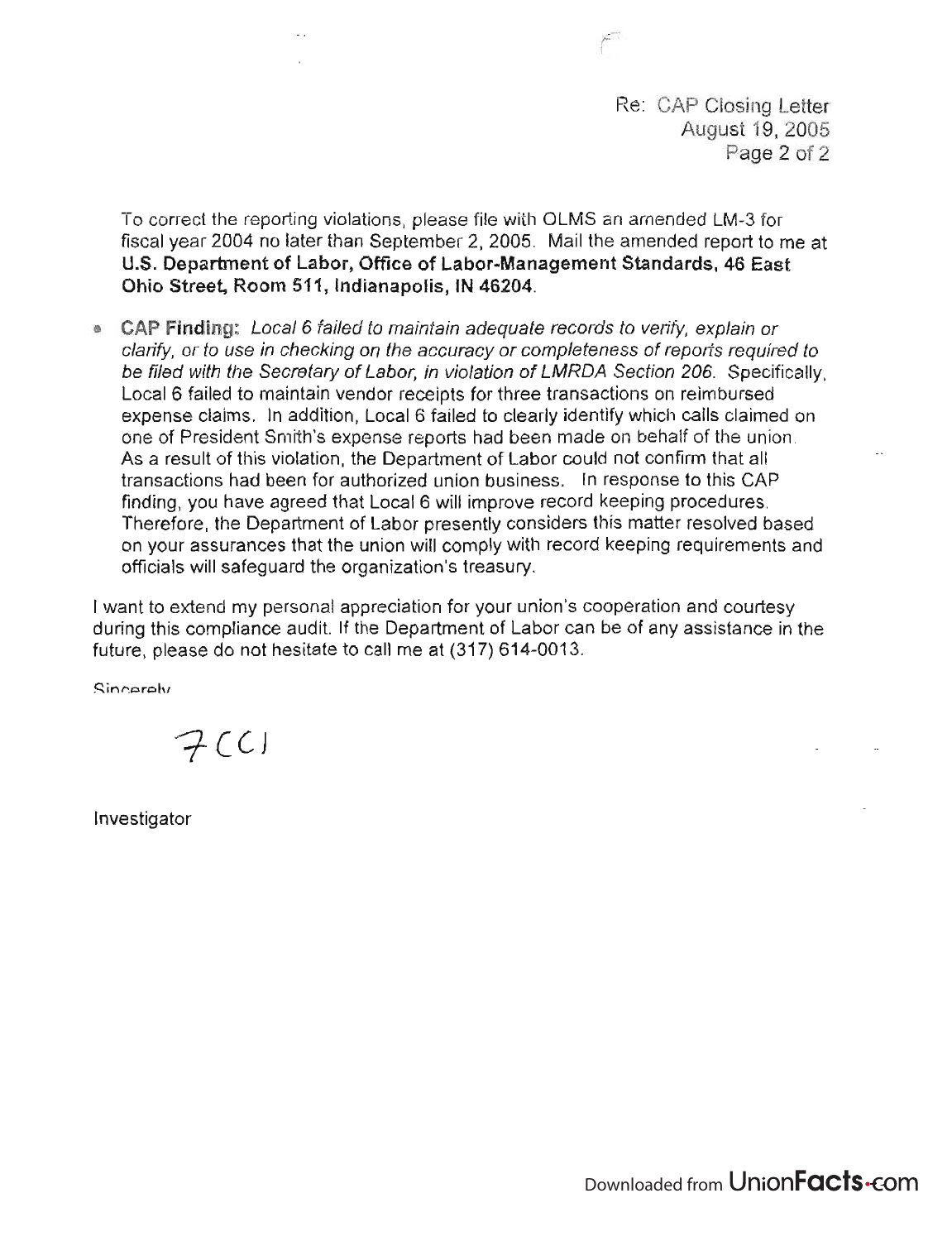To correct the reporting violations, please file with OLMS an amended LM-3 for fiscal year 2004 no later than September 2, 2005. Mail the amended report to me at **U.S. Department of Labor, Office of Labor-Management Standards, 46 East Ohio Street, Room 511, Indianapolis, IN 46204.**

- **CAP Finding:** *Local 6 failed to maintain adequate records to verify, explain or clarify, or to use in checking on the accuracy or completeness of reports required to be filed with the Secretary of Labor, in violation of LMRDA Section 206.* Specifically, Local 6 failed to maintain vendor receipts for three transactions on reimbursed expense claims. In addition, Local 6 failed to clearly identify which calls claimed on one of President Smith's expense reports had been made on behalf of the union. As a result of this violation, the Department of Labor could not confirm that all transactions had been for authorized union business. In response to this CAP finding, you have agreed that Local 6 will improve record keeping procedures. Therefore, the Department of Labor presently considers this matter resolved based on your assurances that the union will comply with record keeping requirements and officials will safeguard the organization's treasury.

I want to extend my personal appreciation for your union's cooperation and courtesy during this compliance audit. If the Department of Labor can be of any assistance in the future, please do not hesitate to call me at (317) 614-0013.

Sincerely,

7(C)

Investigator

Downloaded from UnionFacts.com